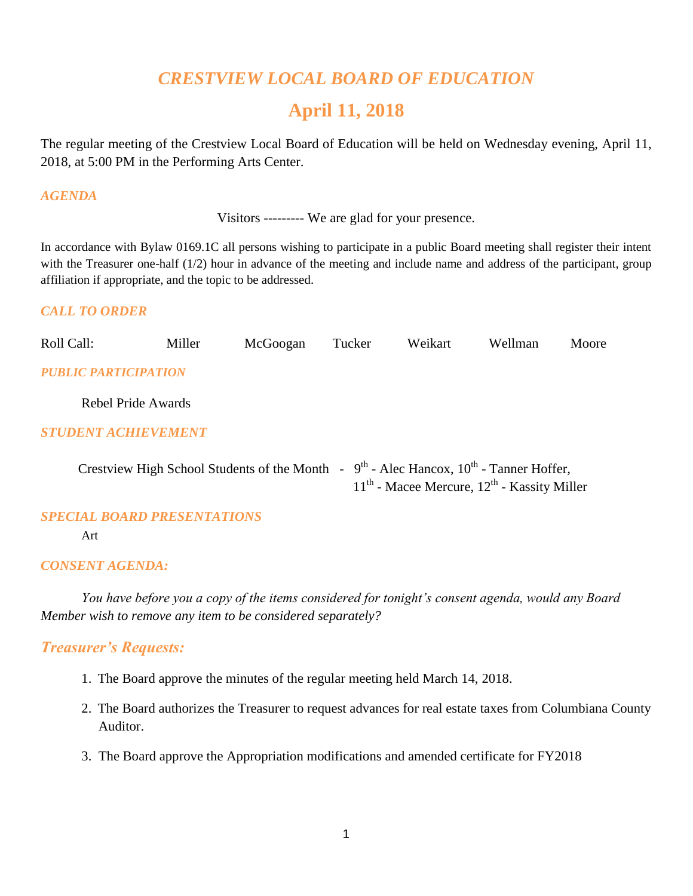# *CRESTVIEW LOCAL BOARD OF EDUCATION*

## April 11, 2018

The regular meeting of the Crestview Local Board of Education will be held on Wednesday evening, April 11, 2018, at 5:00 PM in the Performing Arts Center.

### *AGENDA*

Visitors --------- We are glad for your presence.

In accordance with Bylaw 0169.1C all persons wishing to participate in a public Board meeting shall register their intent with the Treasurer one-half (1/2) hour in advance of the meeting and include name and address of the participant, group affiliation if appropriate, and the topic to be addressed.

### *CALL TO ORDER*

Roll Call: Miller McGoogan Tucker Weikart Wellman Moore

### *PUBLIC PARTICIPATION*

Rebel Pride Awards

### *STUDENT ACHIEVEMENT*

Crestview High School Students of the Month - 9th - Alec Hancox, 10th - Tanner Hoffer, 11th - Macee Mercure, 12th - Kassity Miller

### *SPECIAL BOARD PRESENTATIONS*

Art

### *CONSENT AGENDA:*

*You have before you a copy of the items considered for tonight's consent agenda, would any Board Member wish to remove any item to be considered separately?*

## *Treasurer's Requests:*

1. The Board approve the minutes of the regular meeting held March 14, 2018.
2. The Board authorizes the Treasurer to request advances for real estate taxes from Columbiana County Auditor.
3. The Board approve the Appropriation modifications and amended certificate for FY2018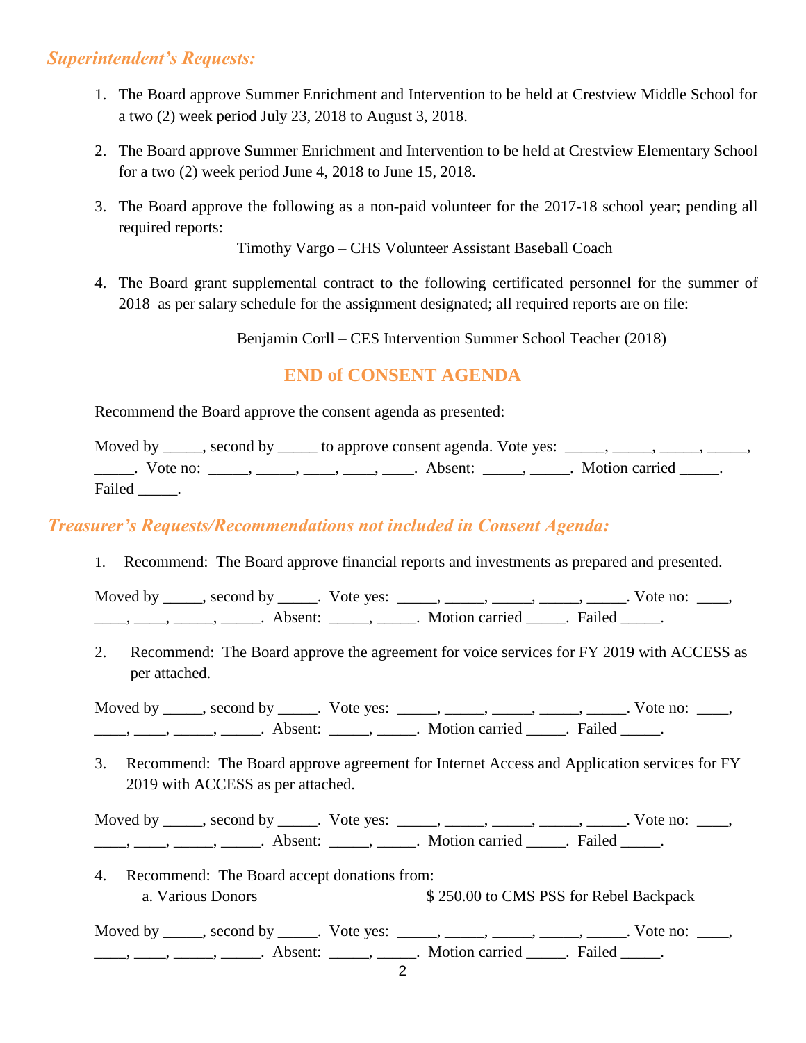## *Superintendent's Requests:*

1. The Board approve Summer Enrichment and Intervention to be held at Crestview Middle School for a two (2) week period July 23, 2018 to August 3, 2018.

2. The Board approve Summer Enrichment and Intervention to be held at Crestview Elementary School for a two (2) week period June 4, 2018 to June 15, 2018.

3. The Board approve the following as a non-paid volunteer for the 2017-18 school year; pending all required reports:

   Timothy Vargo – CHS Volunteer Assistant Baseball Coach

4. The Board grant supplemental contract to the following certificated personnel for the summer of 2018 as per salary schedule for the assignment designated; all required reports are on file:

   Benjamin Corll – CES Intervention Summer School Teacher (2018)

### END of CONSENT AGENDA

Recommend the Board approve the consent agenda as presented:

Moved by _____, second by _____ to approve consent agenda. Vote yes: _____, _____, _____, _____, _____. Vote no: _____, _____, ____, ____, ____. Absent: _____, _____. Motion carried _____. Failed _____.

## *Treasurer's Requests/Recommendations not included in Consent Agenda:*

1. Recommend: The Board approve financial reports and investments as prepared and presented.

Moved by _____, second by _____. Vote yes: _____, _____, _____, _____, _____. Vote no: ____, ____, ____, _____, _____. Absent: _____, _____. Motion carried _____. Failed _____.

2. Recommend: The Board approve the agreement for voice services for FY 2019 with ACCESS as per attached.

Moved by _____, second by _____. Vote yes: _____, _____, _____, _____, _____. Vote no: ____, ____, ____, _____, _____. Absent: _____, _____. Motion carried _____. Failed _____.

3. Recommend: The Board approve agreement for Internet Access and Application services for FY 2019 with ACCESS as per attached.

Moved by _____, second by _____. Vote yes: _____, _____, _____, _____, _____. Vote no: ____, ____, ____, _____, _____. Absent: _____, _____. Motion carried _____. Failed _____.

4. Recommend: The Board accept donations from:
   a. Various Donors $ 250.00 to CMS PSS for Rebel Backpack

Moved by _____, second by _____. Vote yes: _____, _____, _____, _____, _____. Vote no: ____, ____, ____, _____, _____. Absent: _____, _____. Motion carried _____. Failed _____.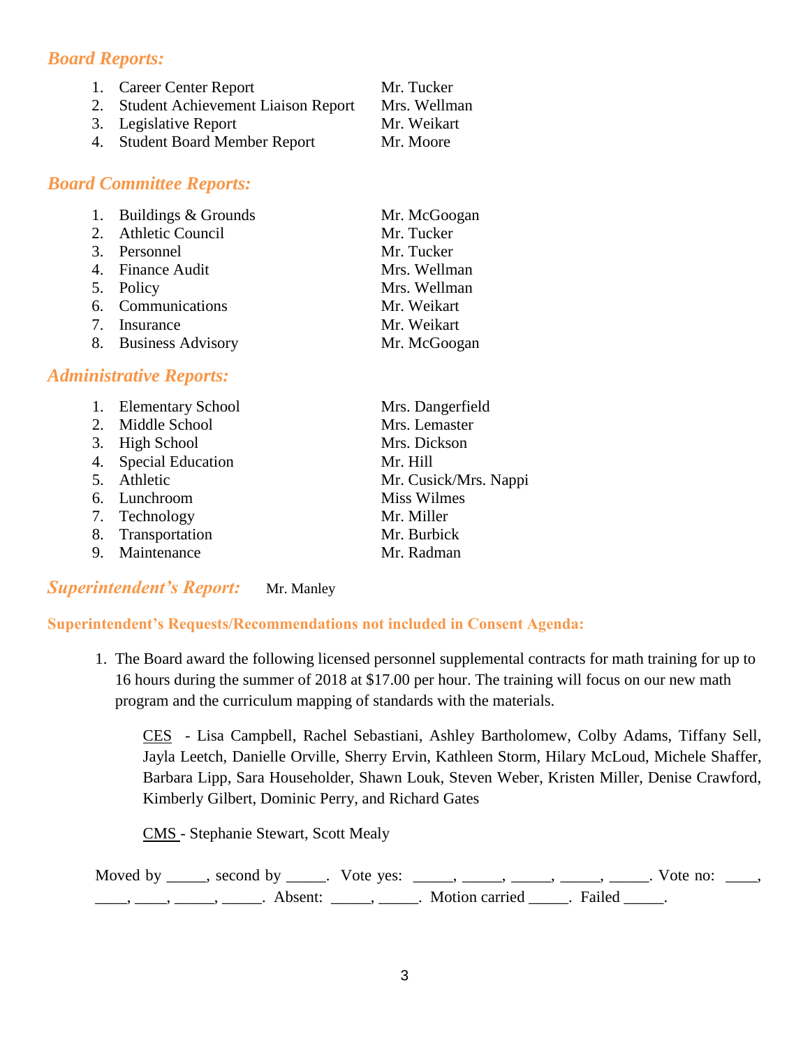## *Board Reports:*

| | |
|---|---|
| 1. Career Center Report | Mr. Tucker |
| 2. Student Achievement Liaison Report | Mrs. Wellman |
| 3. Legislative Report | Mr. Weikart |
| 4. Student Board Member Report | Mr. Moore |

## *Board Committee Reports:*

| | |
|---|---|
| 1. Buildings & Grounds | Mr. McGoogan |
| 2. Athletic Council | Mr. Tucker |
| 3. Personnel | Mr. Tucker |
| 4. Finance Audit | Mrs. Wellman |
| 5. Policy | Mrs. Wellman |
| 6. Communications | Mr. Weikart |
| 7. Insurance | Mr. Weikart |
| 8. Business Advisory | Mr. McGoogan |

## *Administrative Reports:*

| | |
|---|---|
| 1. Elementary School | Mrs. Dangerfield |
| 2. Middle School | Mrs. Lemaster |
| 3. High School | Mrs. Dickson |
| 4. Special Education | Mr. Hill |
| 5. Athletic | Mr. Cusick/Mrs. Nappi |
| 6. Lunchroom | Miss Wilmes |
| 7. Technology | Mr. Miller |
| 8. Transportation | Mr. Burbick |
| 9. Maintenance | Mr. Radman |

## *Superintendent's Report:* Mr. Manley

**Superintendent's Requests/Recommendations not included in Consent Agenda:**

1. The Board award the following licensed personnel supplemental contracts for math training for up to 16 hours during the summer of 2018 at $17.00 per hour. The training will focus on our new math program and the curriculum mapping of standards with the materials.

   CES - Lisa Campbell, Rachel Sebastiani, Ashley Bartholomew, Colby Adams, Tiffany Sell, Jayla Leetch, Danielle Orville, Sherry Ervin, Kathleen Storm, Hilary McLoud, Michele Shaffer, Barbara Lipp, Sara Householder, Shawn Louk, Steven Weber, Kristen Miller, Denise Crawford, Kimberly Gilbert, Dominic Perry, and Richard Gates

   CMS - Stephanie Stewart, Scott Mealy

Moved by _____, second by _____. Vote yes: _____, _____, _____, _____, _____. Vote no: ____, ____, ____, _____, _____. Absent: _____, _____. Motion carried _____. Failed _____.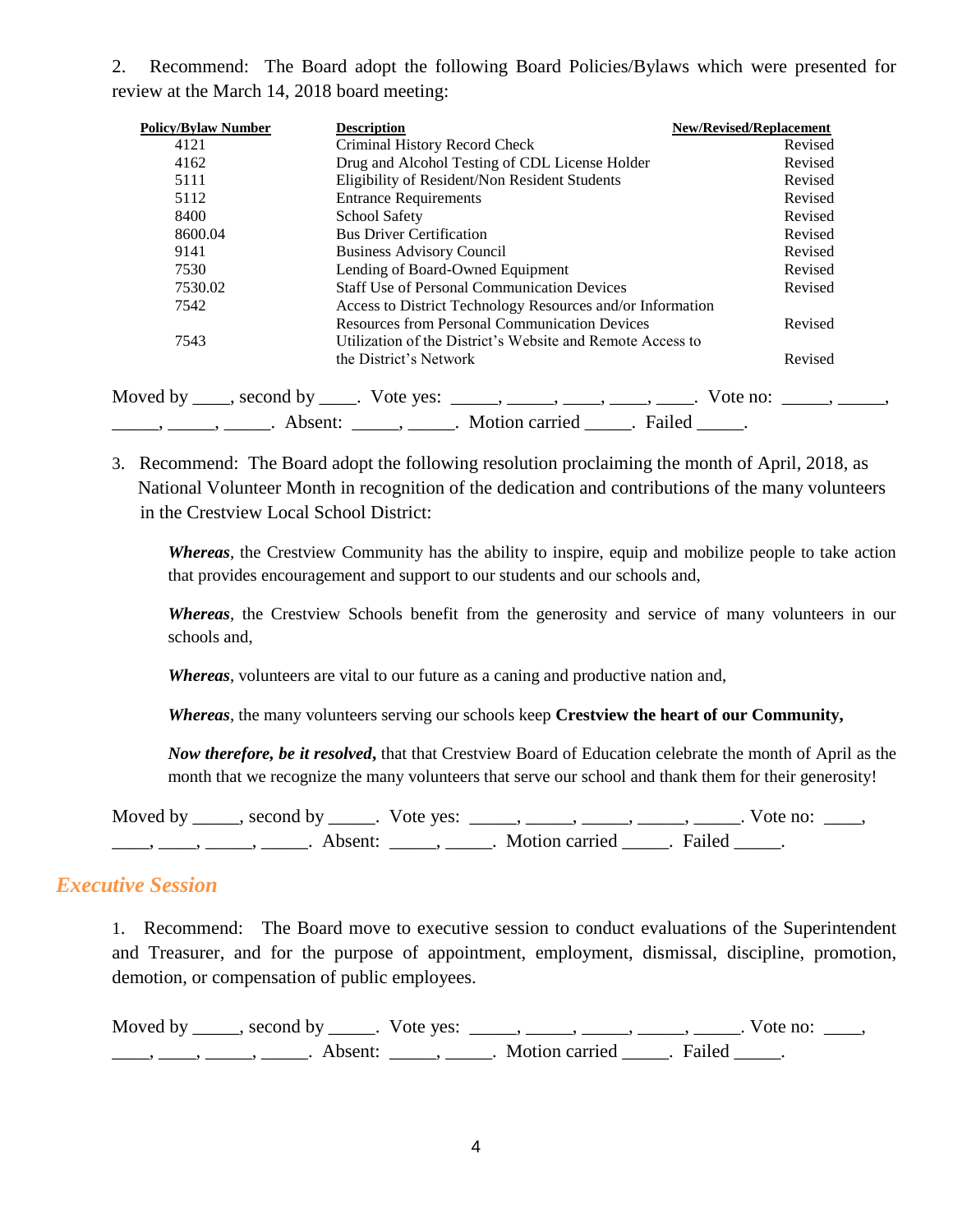2. Recommend: The Board adopt the following Board Policies/Bylaws which were presented for review at the March 14, 2018 board meeting:

| Policy/Bylaw Number | Description | New/Revised/Replacement |
|---|---|---|
| 4121 | Criminal History Record Check | Revised |
| 4162 | Drug and Alcohol Testing of CDL License Holder | Revised |
| 5111 | Eligibility of Resident/Non Resident Students | Revised |
| 5112 | Entrance Requirements | Revised |
| 8400 | School Safety | Revised |
| 8600.04 | Bus Driver Certification | Revised |
| 9141 | Business Advisory Council | Revised |
| 7530 | Lending of Board-Owned Equipment | Revised |
| 7530.02 | Staff Use of Personal Communication Devices | Revised |
| 7542 | Access to District Technology Resources and/or Information Resources from Personal Communication Devices | Revised |
| 7543 | Utilization of the District's Website and Remote Access to the District's Network | Revised |

Moved by ____, second by ____. Vote yes: _____, _____, ____, ____, ____. Vote no: _____, _____, _____, _____, _____. Absent: _____, _____. Motion carried _____. Failed _____.

3. Recommend: The Board adopt the following resolution proclaiming the month of April, 2018, as National Volunteer Month in recognition of the dedication and contributions of the many volunteers in the Crestview Local School District:

> ***Whereas***, the Crestview Community has the ability to inspire, equip and mobilize people to take action that provides encouragement and support to our students and our schools and,
>
> ***Whereas***, the Crestview Schools benefit from the generosity and service of many volunteers in our schools and,
>
> ***Whereas***, volunteers are vital to our future as a caning and productive nation and,
>
> ***Whereas***, the many volunteers serving our schools keep **Crestview the heart of our Community,**
>
> ***Now therefore, be it resolved***, that that Crestview Board of Education celebrate the month of April as the month that we recognize the many volunteers that serve our school and thank them for their generosity!

Moved by _____, second by _____. Vote yes: _____, _____, _____, _____, _____. Vote no: ____, ____, ____, _____, _____. Absent: _____, _____. Motion carried _____. Failed _____.

## *Executive Session*

1. Recommend: The Board move to executive session to conduct evaluations of the Superintendent and Treasurer, and for the purpose of appointment, employment, dismissal, discipline, promotion, demotion, or compensation of public employees.

Moved by _____, second by _____. Vote yes: _____, _____, _____, _____, _____. Vote no: ____, ____, ____, _____, _____. Absent: _____, _____. Motion carried _____. Failed _____.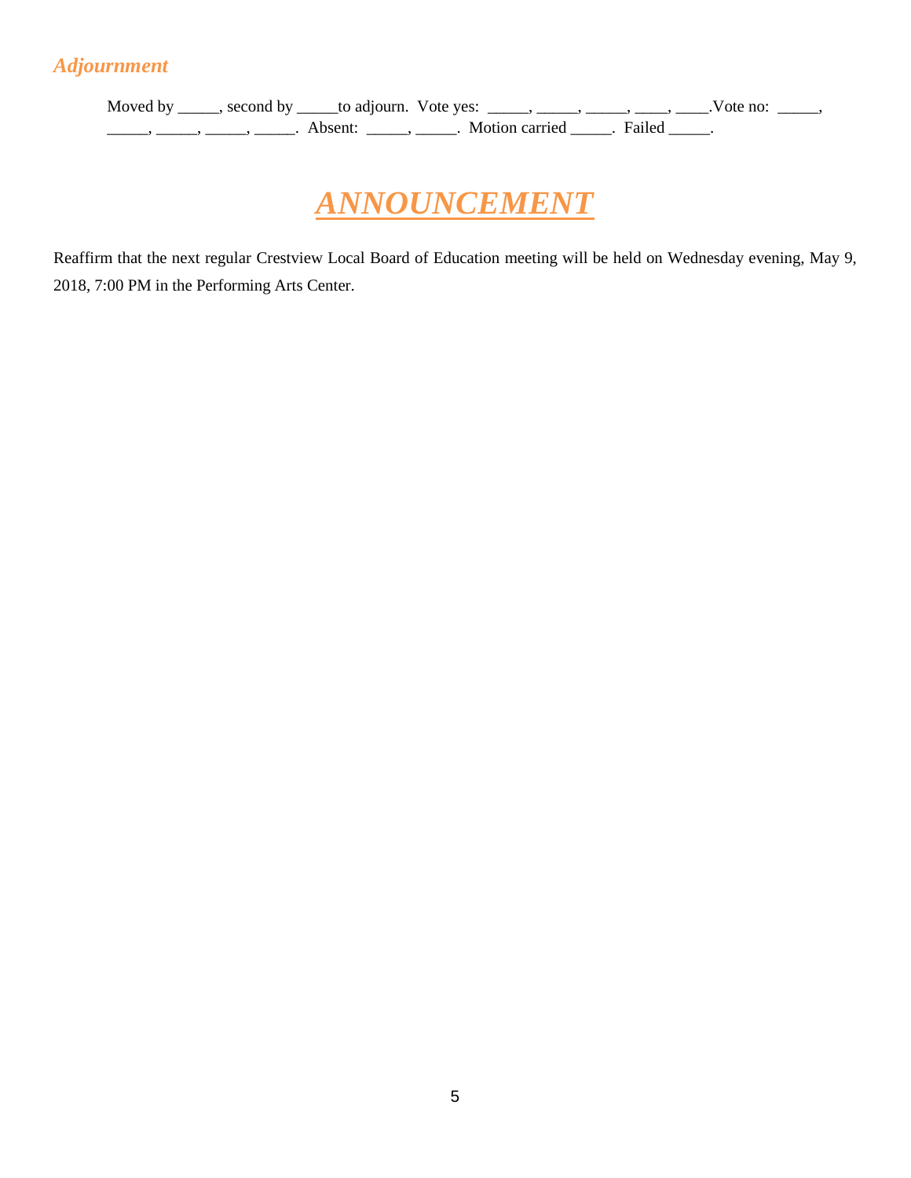### *Adjournment*

Moved by _____, second by _____to adjourn. Vote yes: _____, _____, _____, ____, ____.Vote no: _____, _____, _____, _____, _____. Absent: _____, _____. Motion carried _____. Failed _____.

# *ANNOUNCEMENT*

Reaffirm that the next regular Crestview Local Board of Education meeting will be held on Wednesday evening, May 9, 2018, 7:00 PM in the Performing Arts Center.